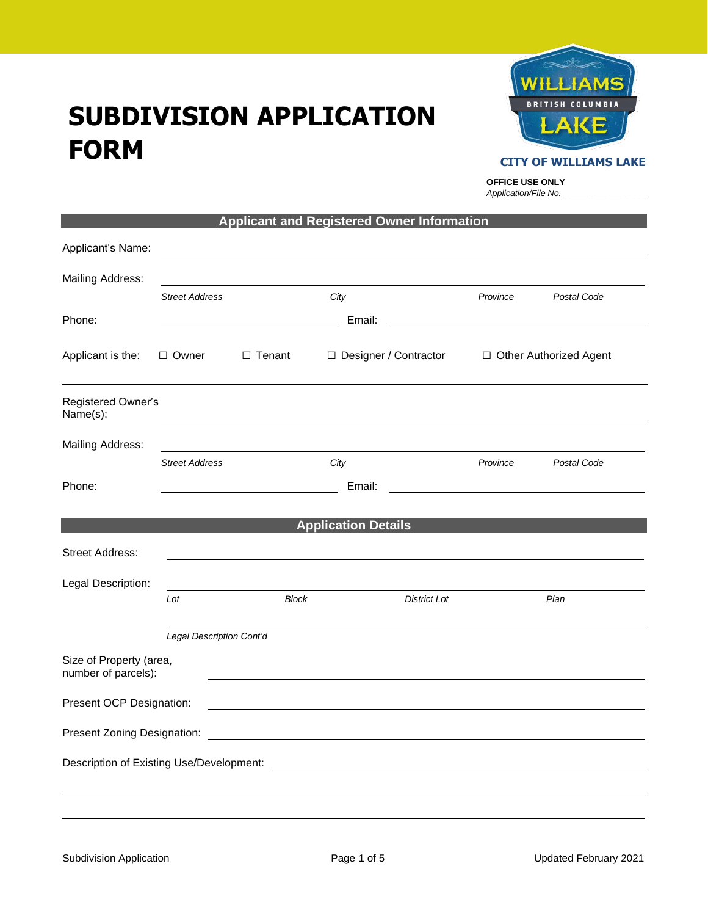# SUBDIVISION APPLICATION FORM

CITY OF WILLIAMS LAKE

**OFFICE USE ONLY**
*Application/File No.* ___________________

## Applicant and Registered Owner Information

Applicant's Name: ____________________________________________

Mailing Address: ____________________________________________

*Street Address* | *City* | *Province* | *Postal Code*

Phone: ____________________ Email: ____________________

Applicant is the: ☐ Owner ☐ Tenant ☐ Designer / Contractor ☐ Other Authorized Agent

---

Registered Owner's Name(s): ____________________________________________

Mailing Address: ____________________________________________

*Street Address* | *City* | *Province* | *Postal Code*

Phone: ____________________ Email: ____________________

## Application Details

Street Address: ____________________________________________

Legal Description: ____________________________________________

*Lot* | *Block* | *District Lot* | *Plan*

____________________________________________

*Legal Description Cont'd*

Size of Property (area, number of parcels): ____________________________________________

Present OCP Designation: ____________________________________________

Present Zoning Designation: ____________________________________________

Description of Existing Use/Development: ____________________________________________

____________________________________________

____________________________________________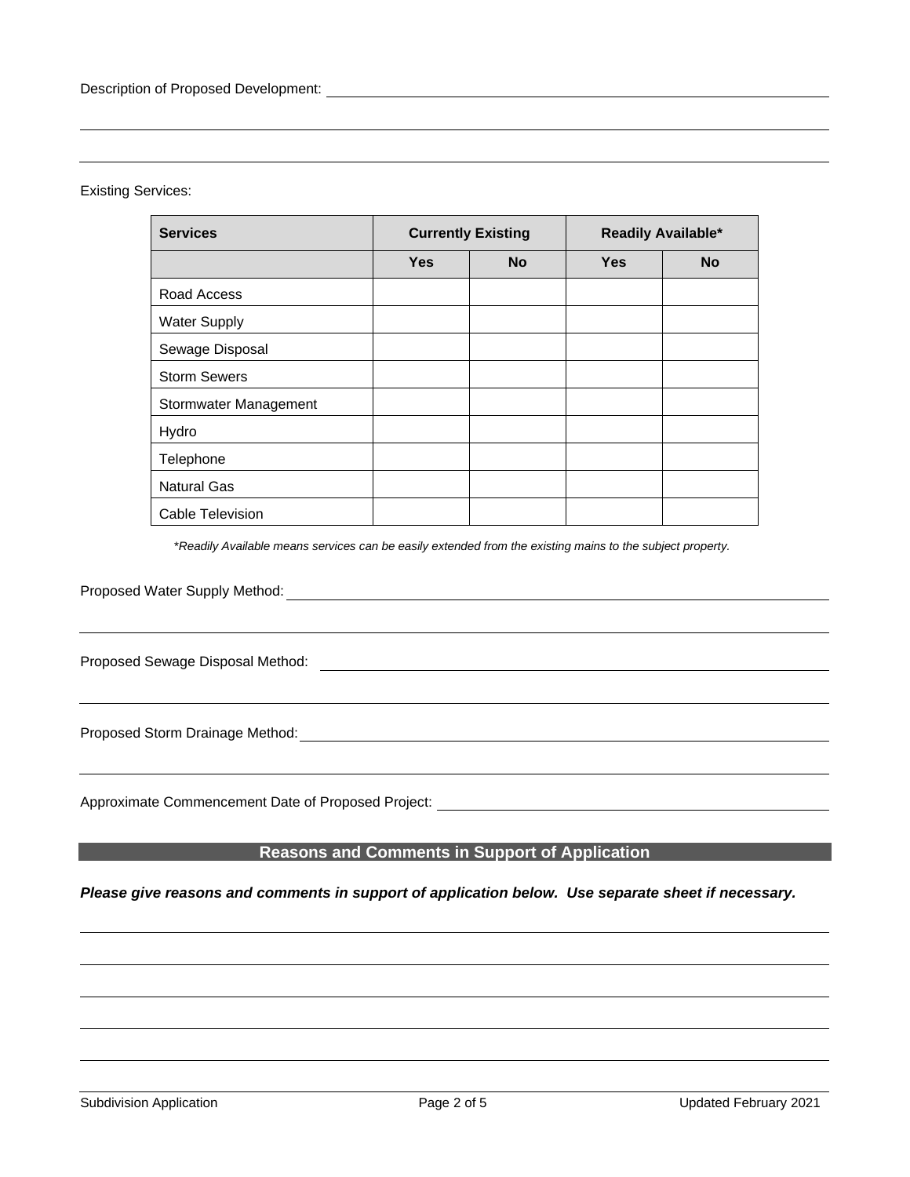Description of Proposed Development: \_\_\_\_\_\_\_\_\_\_\_\_\_\_\_\_\_\_\_\_\_\_\_\_\_\_\_\_\_\_\_\_\_\_\_\_\_\_\_\_\_\_\_\_

\_\_\_\_\_\_\_\_\_\_\_\_\_\_\_\_\_\_\_\_\_\_\_\_\_\_\_\_\_\_\_\_\_\_\_\_\_\_\_\_\_\_\_\_\_\_\_\_\_\_\_\_\_\_\_\_\_\_\_\_\_\_\_\_\_\_\_\_\_\_

\_\_\_\_\_\_\_\_\_\_\_\_\_\_\_\_\_\_\_\_\_\_\_\_\_\_\_\_\_\_\_\_\_\_\_\_\_\_\_\_\_\_\_\_\_\_\_\_\_\_\_\_\_\_\_\_\_\_\_\_\_\_\_\_\_\_\_\_\_\_

Existing Services:

| Services | Currently Existing | | Readily Available* | |
|---|---|---|---|---|
| | Yes | No | Yes | No |
| Road Access | | | | |
| Water Supply | | | | |
| Sewage Disposal | | | | |
| Storm Sewers | | | | |
| Stormwater Management | | | | |
| Hydro | | | | |
| Telephone | | | | |
| Natural Gas | | | | |
| Cable Television | | | | |

*\*Readily Available means services can be easily extended from the existing mains to the subject property.*

Proposed Water Supply Method: \_\_\_\_\_\_\_\_\_\_\_\_\_\_\_\_\_\_\_\_\_\_\_\_\_\_\_\_\_\_\_\_\_\_\_\_\_\_\_\_\_\_\_\_

\_\_\_\_\_\_\_\_\_\_\_\_\_\_\_\_\_\_\_\_\_\_\_\_\_\_\_\_\_\_\_\_\_\_\_\_\_\_\_\_\_\_\_\_\_\_\_\_\_\_\_\_\_\_\_\_\_\_\_\_\_\_\_\_\_\_\_\_\_\_

Proposed Sewage Disposal Method: \_\_\_\_\_\_\_\_\_\_\_\_\_\_\_\_\_\_\_\_\_\_\_\_\_\_\_\_\_\_\_\_\_\_\_\_\_\_\_\_\_\_

\_\_\_\_\_\_\_\_\_\_\_\_\_\_\_\_\_\_\_\_\_\_\_\_\_\_\_\_\_\_\_\_\_\_\_\_\_\_\_\_\_\_\_\_\_\_\_\_\_\_\_\_\_\_\_\_\_\_\_\_\_\_\_\_\_\_\_\_\_\_

Proposed Storm Drainage Method: \_\_\_\_\_\_\_\_\_\_\_\_\_\_\_\_\_\_\_\_\_\_\_\_\_\_\_\_\_\_\_\_\_\_\_\_\_\_\_\_\_\_

\_\_\_\_\_\_\_\_\_\_\_\_\_\_\_\_\_\_\_\_\_\_\_\_\_\_\_\_\_\_\_\_\_\_\_\_\_\_\_\_\_\_\_\_\_\_\_\_\_\_\_\_\_\_\_\_\_\_\_\_\_\_\_\_\_\_\_\_\_\_

Approximate Commencement Date of Proposed Project: \_\_\_\_\_\_\_\_\_\_\_\_\_\_\_\_\_\_\_\_\_\_\_\_\_\_\_\_\_\_\_\_

## Reasons and Comments in Support of Application

***Please give reasons and comments in support of application below. Use separate sheet if necessary.***

\_\_\_\_\_\_\_\_\_\_\_\_\_\_\_\_\_\_\_\_\_\_\_\_\_\_\_\_\_\_\_\_\_\_\_\_\_\_\_\_\_\_\_\_\_\_\_\_\_\_\_\_\_\_\_\_\_\_\_\_\_\_\_\_\_\_\_\_\_\_

\_\_\_\_\_\_\_\_\_\_\_\_\_\_\_\_\_\_\_\_\_\_\_\_\_\_\_\_\_\_\_\_\_\_\_\_\_\_\_\_\_\_\_\_\_\_\_\_\_\_\_\_\_\_\_\_\_\_\_\_\_\_\_\_\_\_\_\_\_\_

\_\_\_\_\_\_\_\_\_\_\_\_\_\_\_\_\_\_\_\_\_\_\_\_\_\_\_\_\_\_\_\_\_\_\_\_\_\_\_\_\_\_\_\_\_\_\_\_\_\_\_\_\_\_\_\_\_\_\_\_\_\_\_\_\_\_\_\_\_\_

\_\_\_\_\_\_\_\_\_\_\_\_\_\_\_\_\_\_\_\_\_\_\_\_\_\_\_\_\_\_\_\_\_\_\_\_\_\_\_\_\_\_\_\_\_\_\_\_\_\_\_\_\_\_\_\_\_\_\_\_\_\_\_\_\_\_\_\_\_\_

\_\_\_\_\_\_\_\_\_\_\_\_\_\_\_\_\_\_\_\_\_\_\_\_\_\_\_\_\_\_\_\_\_\_\_\_\_\_\_\_\_\_\_\_\_\_\_\_\_\_\_\_\_\_\_\_\_\_\_\_\_\_\_\_\_\_\_\_\_\_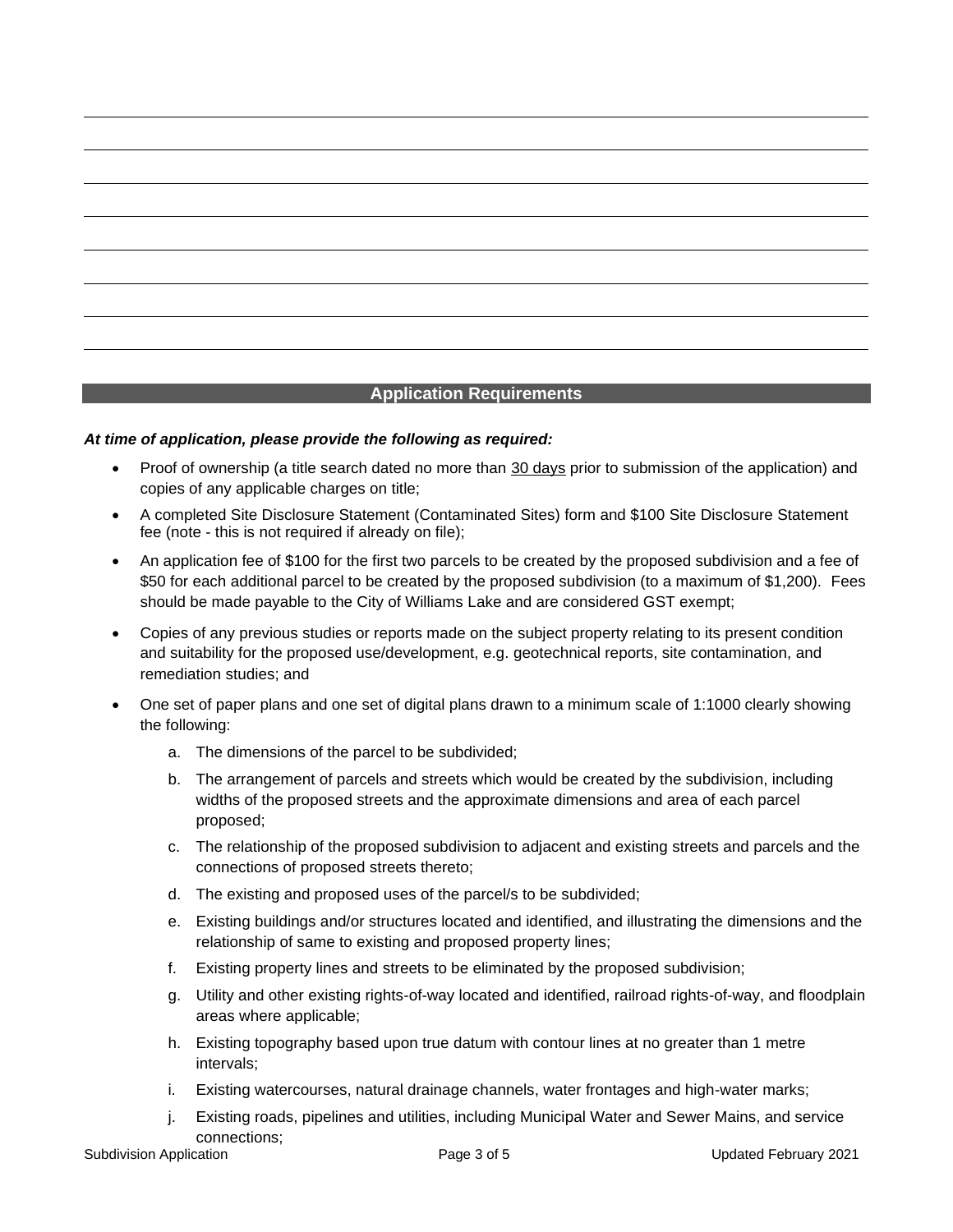## Application Requirements

***At time of application, please provide the following as required:***

- Proof of ownership (a title search dated no more than 30 days prior to submission of the application) and copies of any applicable charges on title;
- A completed Site Disclosure Statement (Contaminated Sites) form and $100 Site Disclosure Statement fee (note - this is not required if already on file);
- An application fee of $100 for the first two parcels to be created by the proposed subdivision and a fee of $50 for each additional parcel to be created by the proposed subdivision (to a maximum of $1,200). Fees should be made payable to the City of Williams Lake and are considered GST exempt;
- Copies of any previous studies or reports made on the subject property relating to its present condition and suitability for the proposed use/development, e.g. geotechnical reports, site contamination, and remediation studies; and
- One set of paper plans and one set of digital plans drawn to a minimum scale of 1:1000 clearly showing the following:
  a. The dimensions of the parcel to be subdivided;
  b. The arrangement of parcels and streets which would be created by the subdivision, including widths of the proposed streets and the approximate dimensions and area of each parcel proposed;
  c. The relationship of the proposed subdivision to adjacent and existing streets and parcels and the connections of proposed streets thereto;
  d. The existing and proposed uses of the parcel/s to be subdivided;
  e. Existing buildings and/or structures located and identified, and illustrating the dimensions and the relationship of same to existing and proposed property lines;
  f. Existing property lines and streets to be eliminated by the proposed subdivision;
  g. Utility and other existing rights-of-way located and identified, railroad rights-of-way, and floodplain areas where applicable;
  h. Existing topography based upon true datum with contour lines at no greater than 1 metre intervals;
  i. Existing watercourses, natural drainage channels, water frontages and high-water marks;
  j. Existing roads, pipelines and utilities, including Municipal Water and Sewer Mains, and service connections;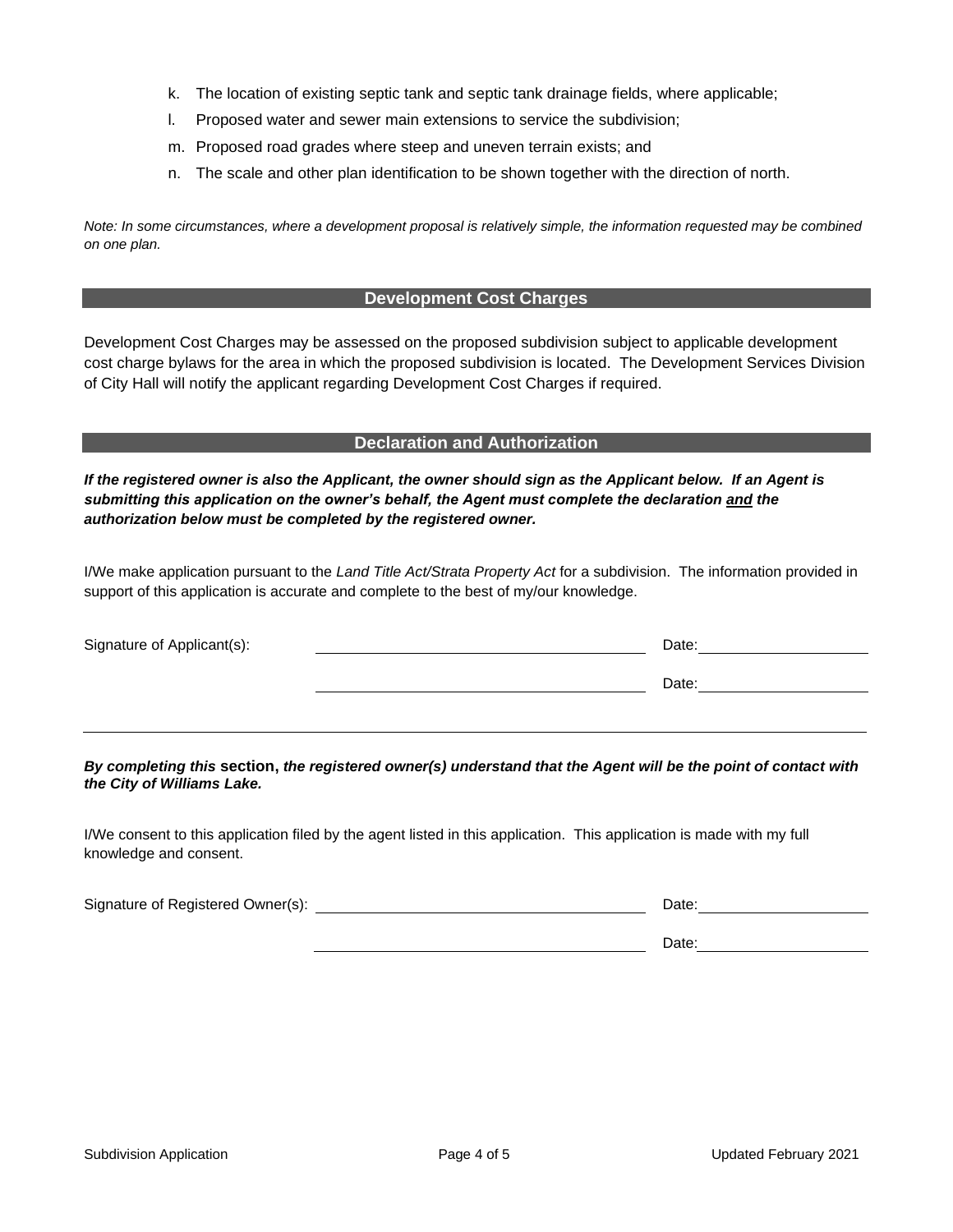k. The location of existing septic tank and septic tank drainage fields, where applicable;
l. Proposed water and sewer main extensions to service the subdivision;
m. Proposed road grades where steep and uneven terrain exists; and
n. The scale and other plan identification to be shown together with the direction of north.

*Note: In some circumstances, where a development proposal is relatively simple, the information requested may be combined on one plan.*

## Development Cost Charges

Development Cost Charges may be assessed on the proposed subdivision subject to applicable development cost charge bylaws for the area in which the proposed subdivision is located. The Development Services Division of City Hall will notify the applicant regarding Development Cost Charges if required.

## Declaration and Authorization

***If the registered owner is also the Applicant, the owner should sign as the Applicant below. If an Agent is submitting this application on the owner's behalf, the Agent must complete the declaration <u>and</u> the authorization below must be completed by the registered owner.***

I/We make application pursuant to the *Land Title Act/Strata Property Act* for a subdivision. The information provided in support of this application is accurate and complete to the best of my/our knowledge.

Signature of Applicant(s): ______________________________ Date: ________________

______________________________ Date: ________________

---

***By completing this* section, *the registered owner(s) understand that the Agent will be the point of contact with the City of Williams Lake.***

I/We consent to this application filed by the agent listed in this application. This application is made with my full knowledge and consent.

Signature of Registered Owner(s): ______________________________ Date: ________________

______________________________ Date: ________________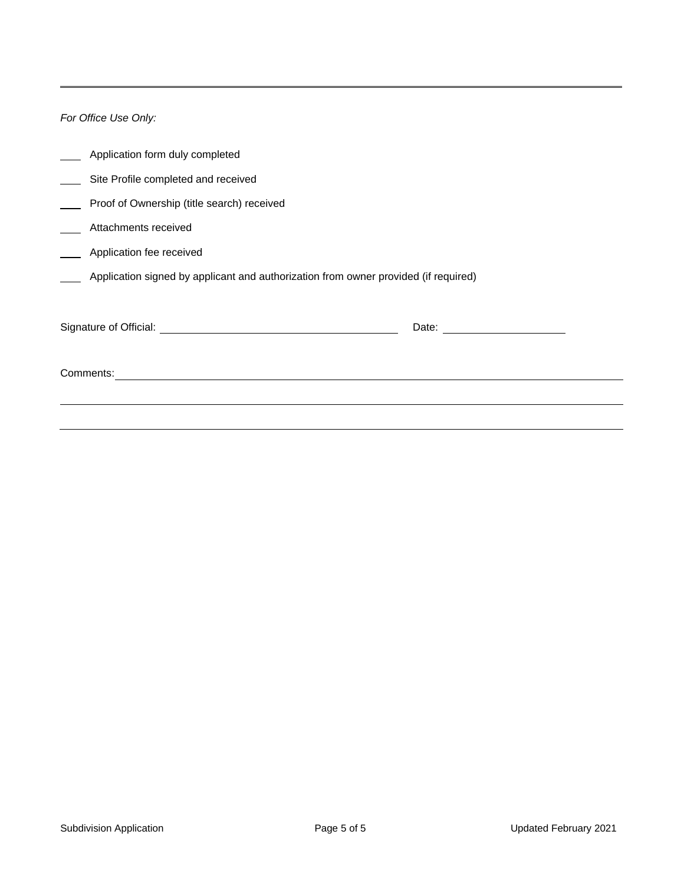---

*For Office Use Only:*

____ Application form duly completed

____ Site Profile completed and received

____ Proof of Ownership (title search) received

____ Attachments received

____ Application fee received

____ Application signed by applicant and authorization from owner provided (if required)

Signature of Official: ________________________________________ Date: ____________________

Comments: ______________________________________________________________________________

_______________________________________________________________________________________

_______________________________________________________________________________________